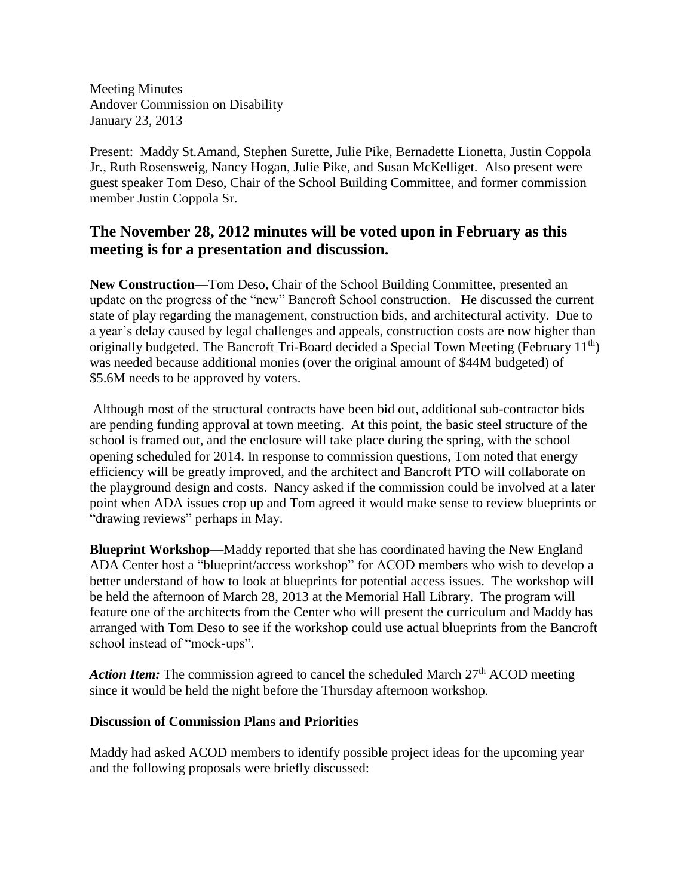Meeting Minutes
Andover Commission on Disability
January 23, 2013

Present: Maddy St.Amand, Stephen Surette, Julie Pike, Bernadette Lionetta, Justin Coppola Jr., Ruth Rosensweig, Nancy Hogan, Julie Pike, and Susan McKelliget. Also present were guest speaker Tom Deso, Chair of the School Building Committee, and former commission member Justin Coppola Sr.

## The November 28, 2012 minutes will be voted upon in February as this meeting is for a presentation and discussion.

**New Construction**—Tom Deso, Chair of the School Building Committee, presented an update on the progress of the "new" Bancroft School construction. He discussed the current state of play regarding the management, construction bids, and architectural activity. Due to a year's delay caused by legal challenges and appeals, construction costs are now higher than originally budgeted. The Bancroft Tri-Board decided a Special Town Meeting (February 11th) was needed because additional monies (over the original amount of $44M budgeted) of $5.6M needs to be approved by voters.

Although most of the structural contracts have been bid out, additional sub-contractor bids are pending funding approval at town meeting. At this point, the basic steel structure of the school is framed out, and the enclosure will take place during the spring, with the school opening scheduled for 2014. In response to commission questions, Tom noted that energy efficiency will be greatly improved, and the architect and Bancroft PTO will collaborate on the playground design and costs. Nancy asked if the commission could be involved at a later point when ADA issues crop up and Tom agreed it would make sense to review blueprints or "drawing reviews" perhaps in May.

**Blueprint Workshop**—Maddy reported that she has coordinated having the New England ADA Center host a "blueprint/access workshop" for ACOD members who wish to develop a better understand of how to look at blueprints for potential access issues. The workshop will be held the afternoon of March 28, 2013 at the Memorial Hall Library. The program will feature one of the architects from the Center who will present the curriculum and Maddy has arranged with Tom Deso to see if the workshop could use actual blueprints from the Bancroft school instead of "mock-ups".

***Action Item:*** The commission agreed to cancel the scheduled March 27th ACOD meeting since it would be held the night before the Thursday afternoon workshop.

**Discussion of Commission Plans and Priorities**

Maddy had asked ACOD members to identify possible project ideas for the upcoming year and the following proposals were briefly discussed: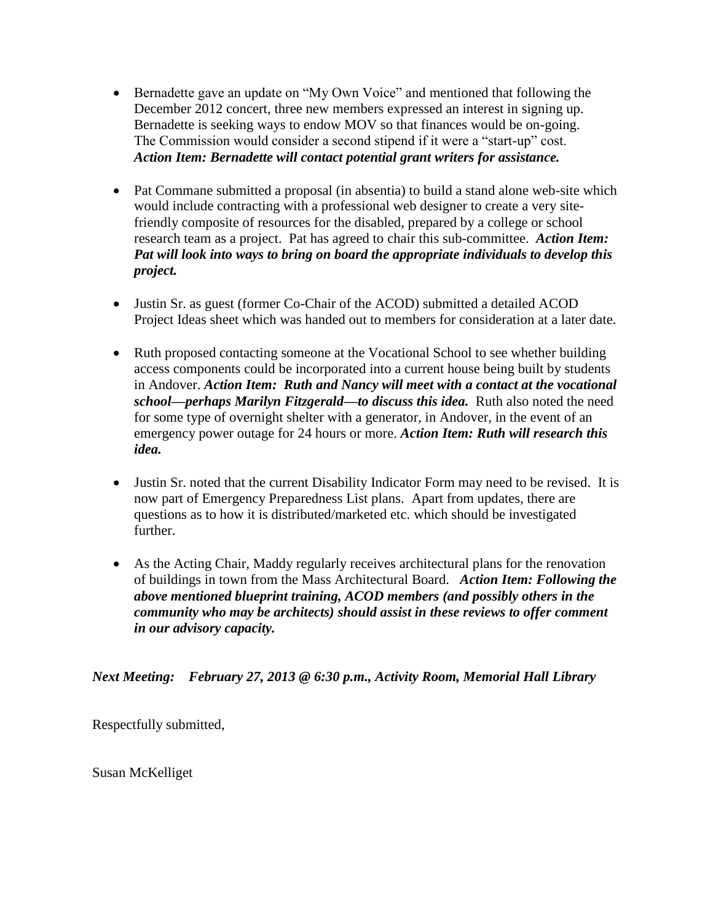- Bernadette gave an update on "My Own Voice" and mentioned that following the December 2012 concert, three new members expressed an interest in signing up. Bernadette is seeking ways to endow MOV so that finances would be on-going. The Commission would consider a second stipend if it were a "start-up" cost. ***Action Item: Bernadette will contact potential grant writers for assistance.***

- Pat Commane submitted a proposal (in absentia) to build a stand alone web-site which would include contracting with a professional web designer to create a very site-friendly composite of resources for the disabled, prepared by a college or school research team as a project. Pat has agreed to chair this sub-committee. ***Action Item: Pat will look into ways to bring on board the appropriate individuals to develop this project.***

- Justin Sr. as guest (former Co-Chair of the ACOD) submitted a detailed ACOD Project Ideas sheet which was handed out to members for consideration at a later date.

- Ruth proposed contacting someone at the Vocational School to see whether building access components could be incorporated into a current house being built by students in Andover. ***Action Item: Ruth and Nancy will meet with a contact at the vocational school—perhaps Marilyn Fitzgerald—to discuss this idea.*** Ruth also noted the need for some type of overnight shelter with a generator, in Andover, in the event of an emergency power outage for 24 hours or more. ***Action Item: Ruth will research this idea.***

- Justin Sr. noted that the current Disability Indicator Form may need to be revised. It is now part of Emergency Preparedness List plans. Apart from updates, there are questions as to how it is distributed/marketed etc. which should be investigated further.

- As the Acting Chair, Maddy regularly receives architectural plans for the renovation of buildings in town from the Mass Architectural Board. ***Action Item: Following the above mentioned blueprint training, ACOD members (and possibly others in the community who may be architects) should assist in these reviews to offer comment in our advisory capacity.***

***Next Meeting: February 27, 2013 @ 6:30 p.m., Activity Room, Memorial Hall Library***

Respectfully submitted,

Susan McKelliget